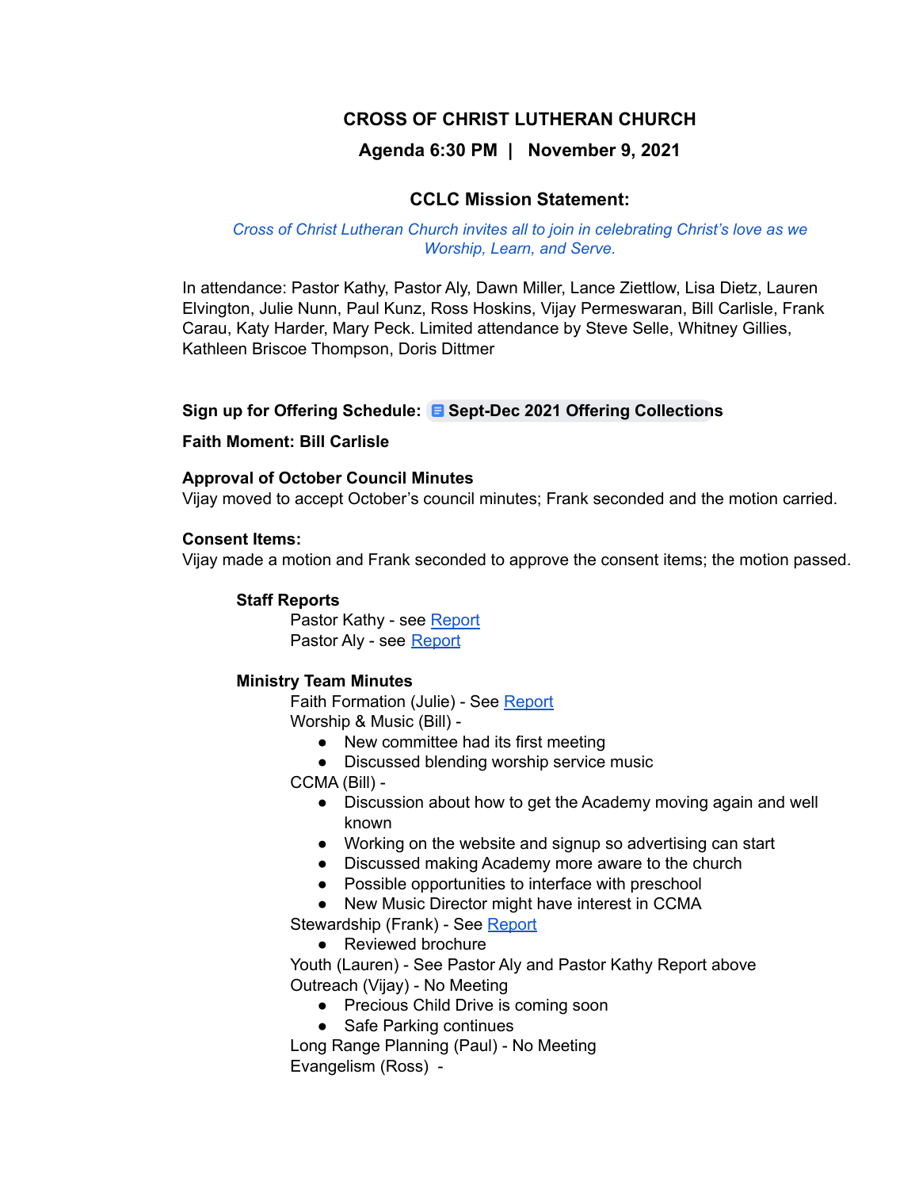# CROSS OF CHRIST LUTHERAN CHURCH

## Agenda 6:30 PM | November 9, 2021

### CCLC Mission Statement:

*Cross of Christ Lutheran Church invites all to join in celebrating Christ's love as we Worship, Learn, and Serve.*

In attendance: Pastor Kathy, Pastor Aly, Dawn Miller, Lance Ziettlow, Lisa Dietz, Lauren Elvington, Julie Nunn, Paul Kunz, Ross Hoskins, Vijay Permeswaran, Bill Carlisle, Frank Carau, Katy Harder, Mary Peck. Limited attendance by Steve Selle, Whitney Gillies, Kathleen Briscoe Thompson, Doris Dittmer

**Sign up for Offering Schedule: Sept-Dec 2021 Offering Collections**

**Faith Moment: Bill Carlisle**

**Approval of October Council Minutes**

Vijay moved to accept October's council minutes; Frank seconded and the motion carried.

**Consent Items:**

Vijay made a motion and Frank seconded to approve the consent items; the motion passed.

**Staff Reports**

Pastor Kathy - see Report

Pastor Aly - see Report

**Ministry Team Minutes**

Faith Formation (Julie) - See Report

Worship & Music (Bill) -

- New committee had its first meeting
- Discussed blending worship service music

CCMA (Bill) -

- Discussion about how to get the Academy moving again and well known
- Working on the website and signup so advertising can start
- Discussed making Academy more aware to the church
- Possible opportunities to interface with preschool
- New Music Director might have interest in CCMA

Stewardship (Frank) - See Report

- Reviewed brochure

Youth (Lauren) - See Pastor Aly and Pastor Kathy Report above

Outreach (Vijay) - No Meeting

- Precious Child Drive is coming soon
- Safe Parking continues

Long Range Planning (Paul) - No Meeting

Evangelism (Ross) -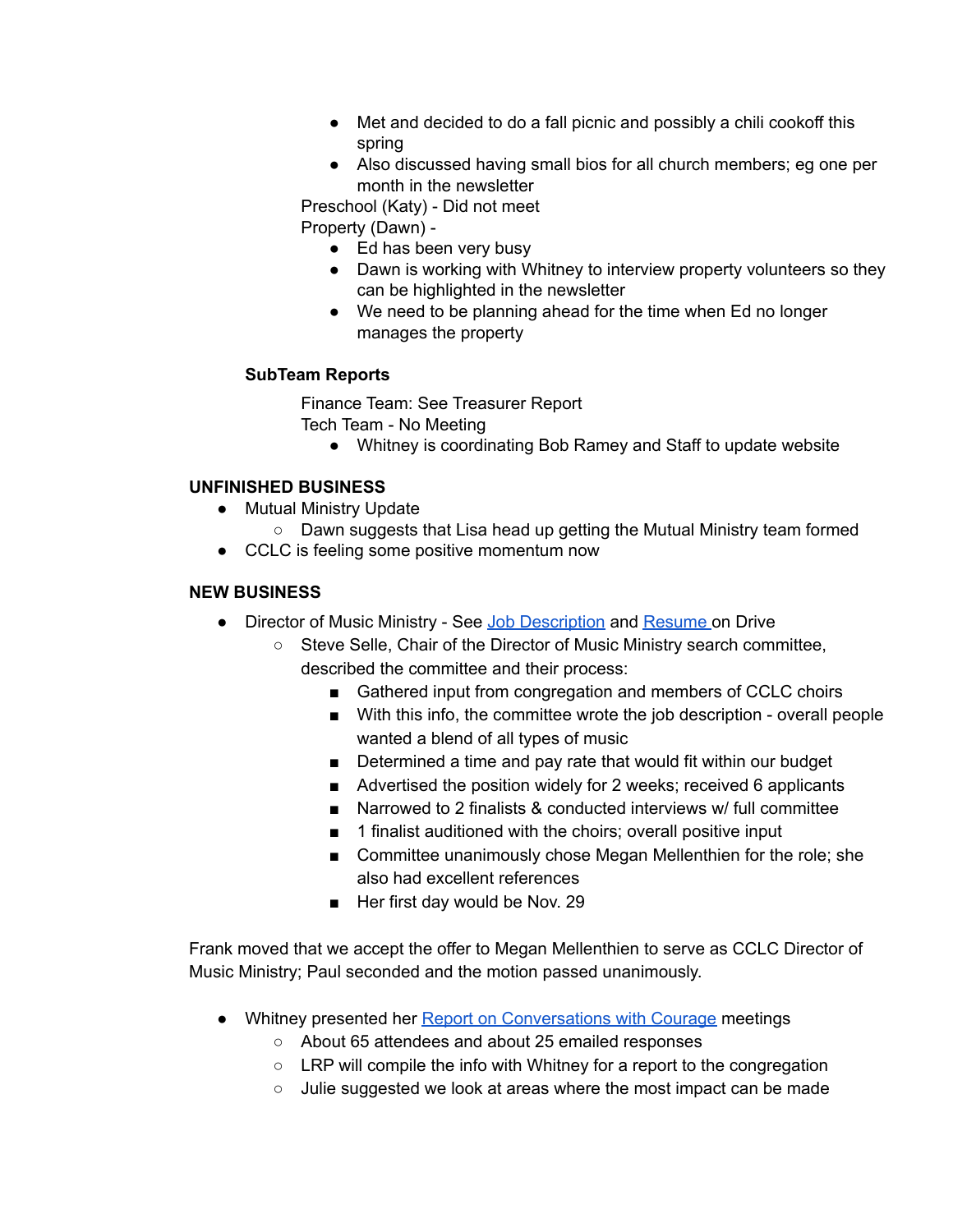- Met and decided to do a fall picnic and possibly a chili cookoff this spring
- Also discussed having small bios for all church members; eg one per month in the newsletter

Preschool (Katy) - Did not meet

Property (Dawn) -

- Ed has been very busy
- Dawn is working with Whitney to interview property volunteers so they can be highlighted in the newsletter
- We need to be planning ahead for the time when Ed no longer manages the property

**SubTeam Reports**

Finance Team: See Treasurer Report

Tech Team - No Meeting

- Whitney is coordinating Bob Ramey and Staff to update website

**UNFINISHED BUSINESS**

- Mutual Ministry Update
  - Dawn suggests that Lisa head up getting the Mutual Ministry team formed
- CCLC is feeling some positive momentum now

**NEW BUSINESS**

- Director of Music Ministry - See Job Description and Resume on Drive
  - Steve Selle, Chair of the Director of Music Ministry search committee, described the committee and their process:
    - Gathered input from congregation and members of CCLC choirs
    - With this info, the committee wrote the job description - overall people wanted a blend of all types of music
    - Determined a time and pay rate that would fit within our budget
    - Advertised the position widely for 2 weeks; received 6 applicants
    - Narrowed to 2 finalists & conducted interviews w/ full committee
    - 1 finalist auditioned with the choirs; overall positive input
    - Committee unanimously chose Megan Mellenthien for the role; she also had excellent references
    - Her first day would be Nov. 29

Frank moved that we accept the offer to Megan Mellenthien to serve as CCLC Director of Music Ministry; Paul seconded and the motion passed unanimously.

- Whitney presented her Report on Conversations with Courage meetings
  - About 65 attendees and about 25 emailed responses
  - LRP will compile the info with Whitney for a report to the congregation
  - Julie suggested we look at areas where the most impact can be made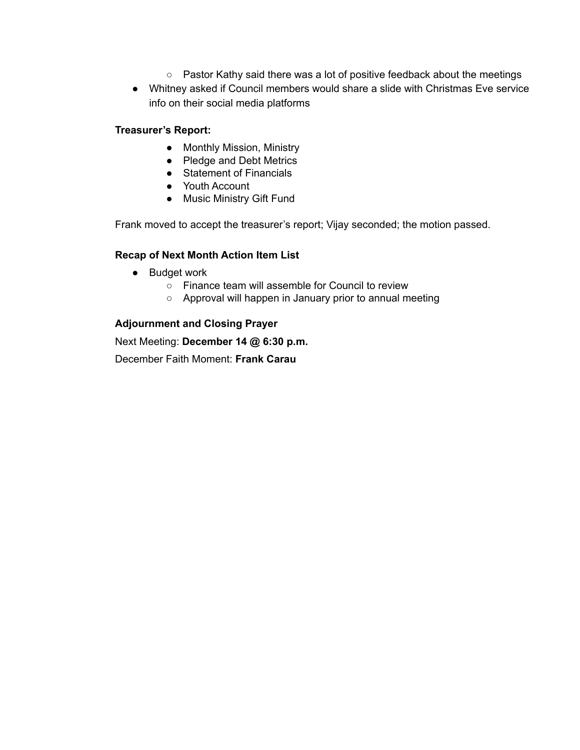- Pastor Kathy said there was a lot of positive feedback about the meetings
- Whitney asked if Council members would share a slide with Christmas Eve service info on their social media platforms

**Treasurer's Report:**

- Monthly Mission, Ministry
- Pledge and Debt Metrics
- Statement of Financials
- Youth Account
- Music Ministry Gift Fund

Frank moved to accept the treasurer's report; Vijay seconded; the motion passed.

**Recap of Next Month Action Item List**

- Budget work
    - Finance team will assemble for Council to review
    - Approval will happen in January prior to annual meeting

**Adjournment and Closing Prayer**

Next Meeting: **December 14 @ 6:30 p.m.**

December Faith Moment: **Frank Carau**